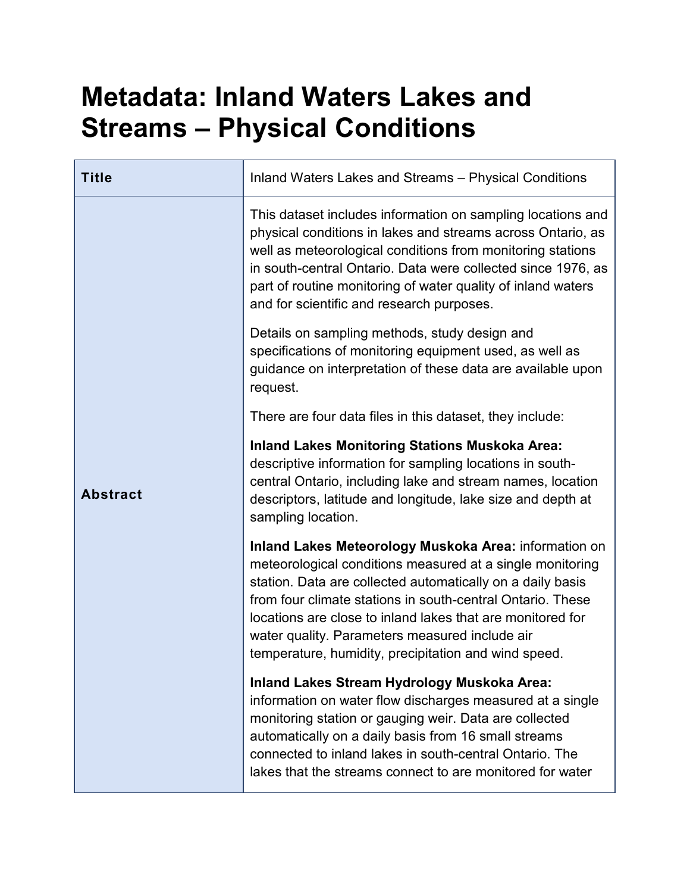# Metadata: Inland Waters Lakes and Streams – Physical Conditions

| **Title** | Inland Waters Lakes and Streams – Physical Conditions |
| --- | --- |
| **Abstract** | This dataset includes information on sampling locations and physical conditions in lakes and streams across Ontario, as well as meteorological conditions from monitoring stations in south-central Ontario. Data were collected since 1976, as part of routine monitoring of water quality of inland waters and for scientific and research purposes.<br><br>Details on sampling methods, study design and specifications of monitoring equipment used, as well as guidance on interpretation of these data are available upon request.<br><br>There are four data files in this dataset, they include:<br><br>**Inland Lakes Monitoring Stations Muskoka Area:** descriptive information for sampling locations in south-central Ontario, including lake and stream names, location descriptors, latitude and longitude, lake size and depth at sampling location.<br><br>**Inland Lakes Meteorology Muskoka Area:** information on meteorological conditions measured at a single monitoring station. Data are collected automatically on a daily basis from four climate stations in south-central Ontario. These locations are close to inland lakes that are monitored for water quality. Parameters measured include air temperature, humidity, precipitation and wind speed.<br><br>**Inland Lakes Stream Hydrology Muskoka Area:** information on water flow discharges measured at a single monitoring station or gauging weir. Data are collected automatically on a daily basis from 16 small streams connected to inland lakes in south-central Ontario. The lakes that the streams connect to are monitored for water |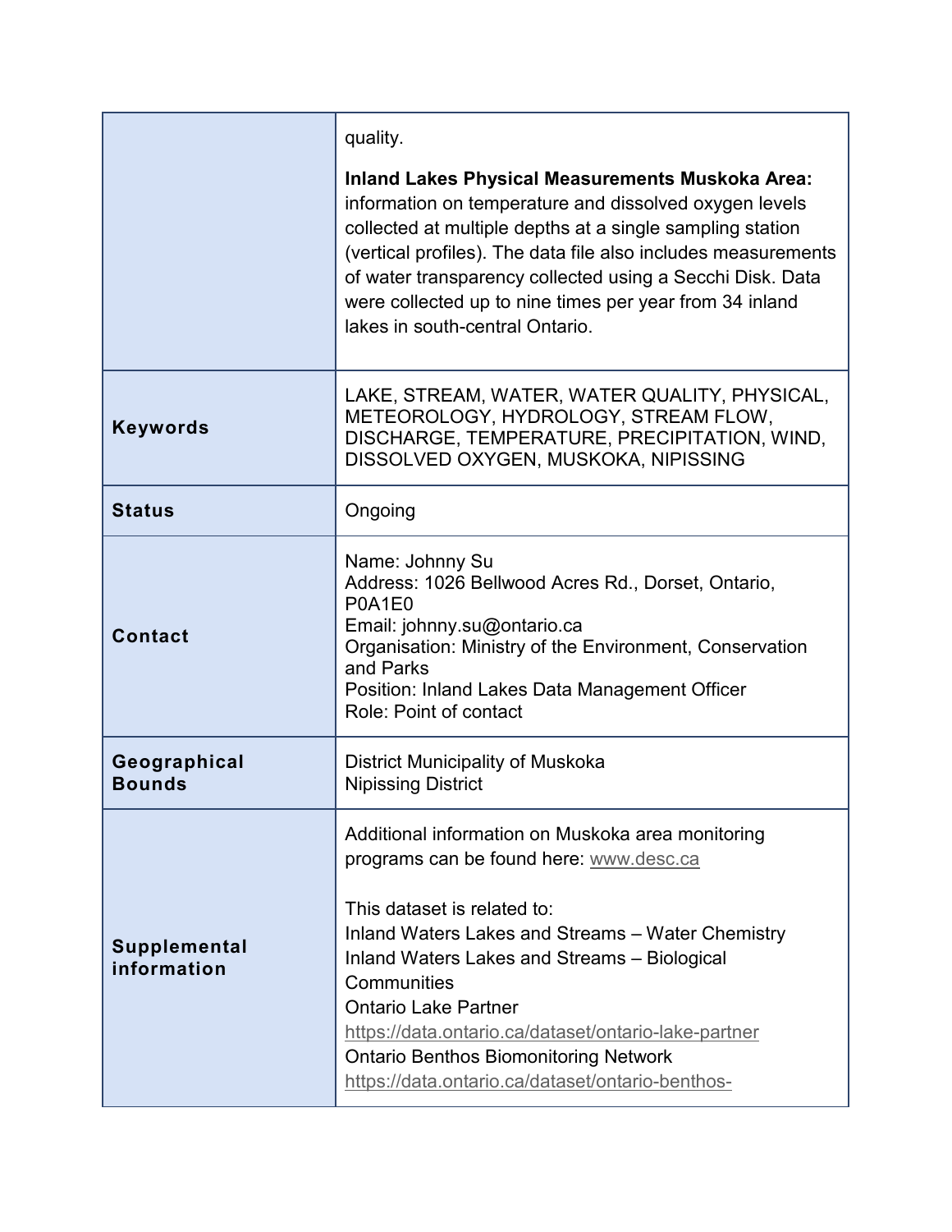| | |
|---|---|
| | quality.<br><br>**Inland Lakes Physical Measurements Muskoka Area:** information on temperature and dissolved oxygen levels collected at multiple depths at a single sampling station (vertical profiles). The data file also includes measurements of water transparency collected using a Secchi Disk. Data were collected up to nine times per year from 34 inland lakes in south-central Ontario. |
| **Keywords** | LAKE, STREAM, WATER, WATER QUALITY, PHYSICAL, METEOROLOGY, HYDROLOGY, STREAM FLOW, DISCHARGE, TEMPERATURE, PRECIPITATION, WIND, DISSOLVED OXYGEN, MUSKOKA, NIPISSING |
| **Status** | Ongoing |
| **Contact** | Name: Johnny Su<br>Address: 1026 Bellwood Acres Rd., Dorset, Ontario, P0A1E0<br>Email: johnny.su@ontario.ca<br>Organisation: Ministry of the Environment, Conservation and Parks<br>Position: Inland Lakes Data Management Officer<br>Role: Point of contact |
| **Geographical Bounds** | District Municipality of Muskoka<br>Nipissing District |
| **Supplemental information** | Additional information on Muskoka area monitoring programs can be found here: www.desc.ca<br><br>This dataset is related to:<br>Inland Waters Lakes and Streams – Water Chemistry<br>Inland Waters Lakes and Streams – Biological Communities<br>Ontario Lake Partner<br>https://data.ontario.ca/dataset/ontario-lake-partner<br>Ontario Benthos Biomonitoring Network<br>https://data.ontario.ca/dataset/ontario-benthos- |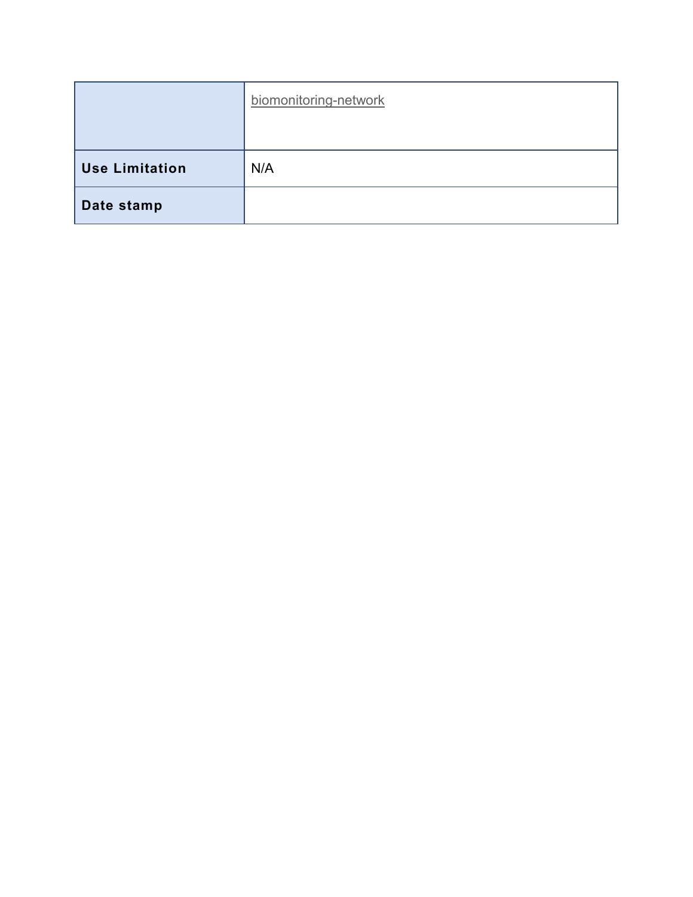| | |
|---|---|
| | biomonitoring-network |
| **Use Limitation** | N/A |
| **Date stamp** | |